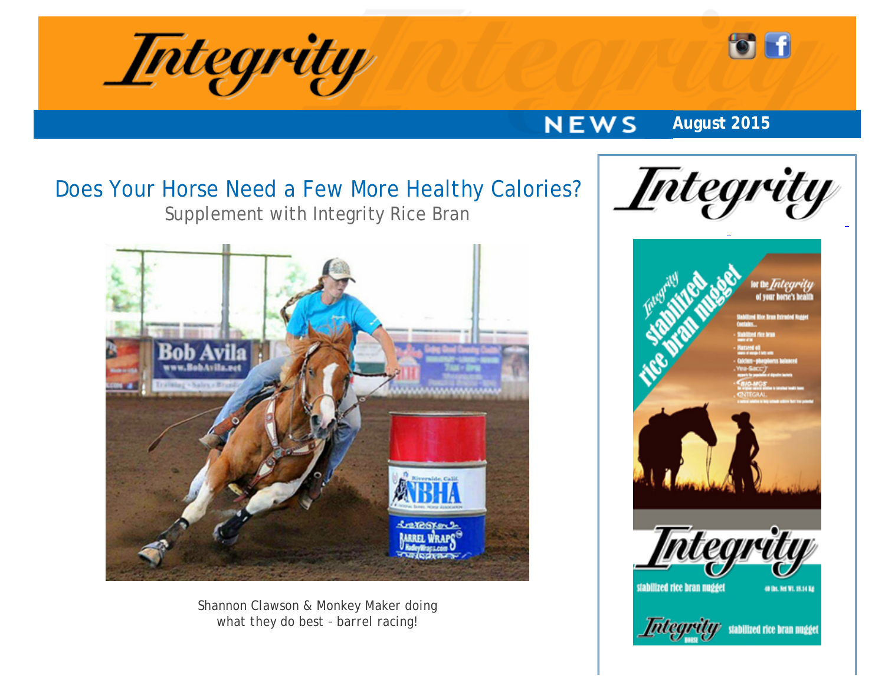# Integrity

NEWS August 2015

## Does Your Horse Need a Few More Healthy Calories?

Supplement with Integrity Rice Bran

Shannon Clawson & Monkey Maker doing what they do best - barrel racing!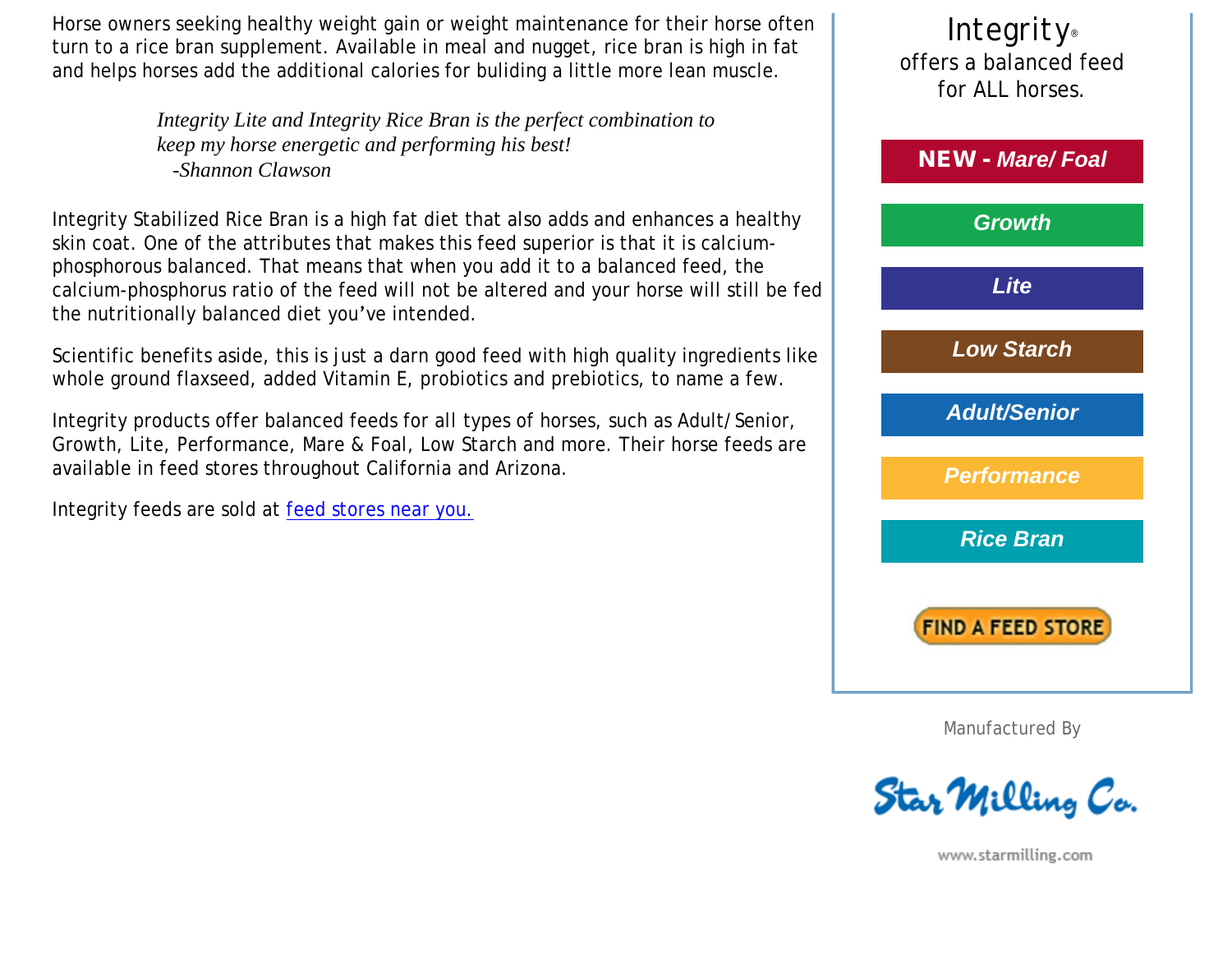Horse owners seeking healthy weight gain or weight maintenance for their horse often turn to a rice bran supplement. Available in meal and nugget, rice bran is high in fat and helps horses add the additional calories for buliding a little more lean muscle.

> *Integrity Lite and Integrity Rice Bran is the perfect combination to keep my horse energetic and performing his best!*
> *-Shannon Clawson*

Integrity Stabilized Rice Bran is a high fat diet that also adds and enhances a healthy skin coat. One of the attributes that makes this feed superior is that it is calcium-phosphorous balanced. That means that when you add it to a balanced feed, the calcium-phosphorus ratio of the feed will not be altered and your horse will still be fed the nutritionally balanced diet you've intended.

Scientific benefits aside, this is just a darn good feed with high quality ingredients like whole ground flaxseed, added Vitamin E, probiotics and prebiotics, to name a few.

Integrity products offer balanced feeds for all types of horses, such as Adult/Senior, Growth, Lite, Performance, Mare & Foal, Low Starch and more. Their horse feeds are available in feed stores throughout California and Arizona.

Integrity feeds are sold at feed stores near you.

Integrity®
offers a balanced feed
for ALL horses.

**NEW -** ***Mare/ Foal***

***Growth***

***Lite***

***Low Starch***

***Adult/Senior***

***Performance***

***Rice Bran***

FIND A FEED STORE

Manufactured By

Star Milling Co.

www.starmilling.com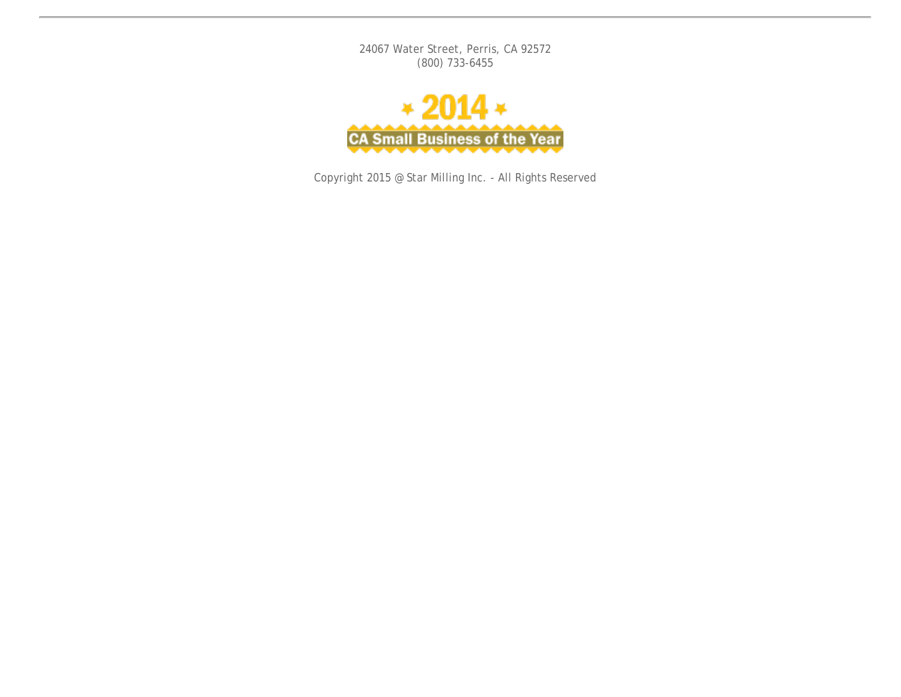24067 Water Street, Perris, CA 92572
(800) 733-6455

2014
CA Small Business of the Year

Copyright 2015 @ Star Milling Inc. - All Rights Reserved